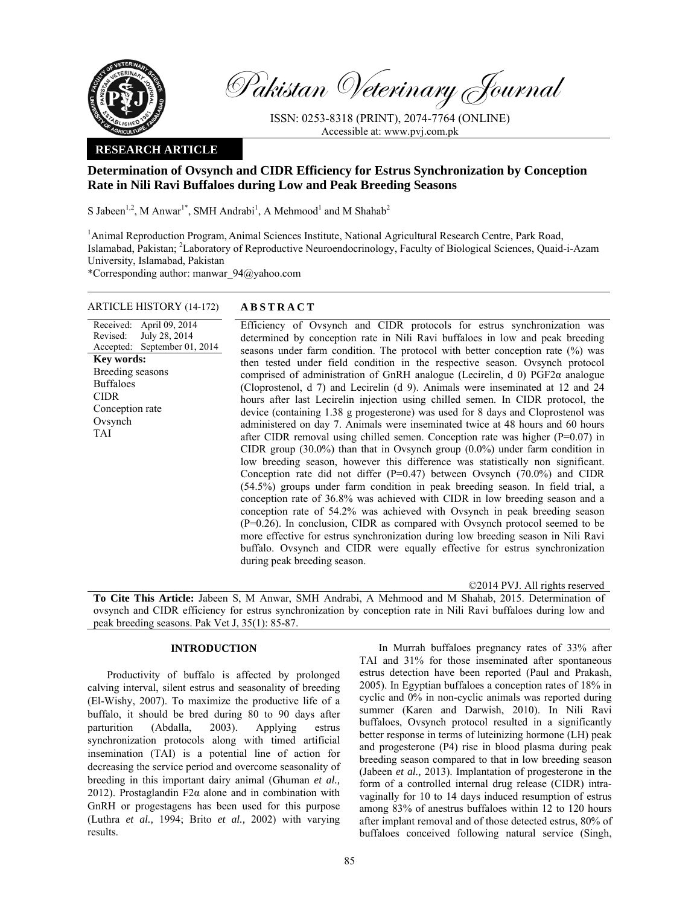**RESEARCH ARTICLE**

# Determination of Ovsynch and CIDR Efficiency for Estrus Synchronization by Conception Rate in Nili Ravi Buffaloes during Low and Peak Breeding Seasons

S Jabeen[1,2], M Anwar[1*], SMH Andrabi[1], A Mehmood[1] and M Shahab[2]

[1]Animal Reproduction Program, Animal Sciences Institute, National Agricultural Research Centre, Park Road, Islamabad, Pakistan; [2]Laboratory of Reproductive Neuroendocrinology, Faculty of Biological Sciences, Quaid-i-Azam University, Islamabad, Pakistan

*Corresponding author: manwar_94@yahoo.com

**ARTICLE HISTORY** (14-172)

Received: April 09, 2014
Revised: July 28, 2014
Accepted: September 01, 2014

**Key words:**
Breeding seasons
Buffaloes
CIDR
Conception rate
Ovsynch
TAI

## ABSTRACT

Efficiency of Ovsynch and CIDR protocols for estrus synchronization was determined by conception rate in Nili Ravi buffaloes in low and peak breeding seasons under farm condition. The protocol with better conception rate (%) was then tested under field condition in the respective season. Ovsynch protocol comprised of administration of GnRH analogue (Lecirelin, d 0) PGF2α analogue (Cloprostenol, d 7) and Lecirelin (d 9). Animals were inseminated at 12 and 24 hours after last Lecirelin injection using chilled semen. In CIDR protocol, the device (containing 1.38 g progesterone) was used for 8 days and Cloprostenol was administered on day 7. Animals were inseminated twice at 48 hours and 60 hours after CIDR removal using chilled semen. Conception rate was higher (P=0.07) in CIDR group (30.0%) than that in Ovsynch group (0.0%) under farm condition in low breeding season, however this difference was statistically non significant. Conception rate did not differ (P=0.47) between Ovsynch (70.0%) and CIDR (54.5%) groups under farm condition in peak breeding season. In field trial, a conception rate of 36.8% was achieved with CIDR in low breeding season and a conception rate of 54.2% was achieved with Ovsynch in peak breeding season (P=0.26). In conclusion, CIDR as compared with Ovsynch protocol seemed to be more effective for estrus synchronization during low breeding season in Nili Ravi buffalo. Ovsynch and CIDR were equally effective for estrus synchronization during peak breeding season.

©2014 PVJ. All rights reserved

**To Cite This Article:** Jabeen S, M Anwar, SMH Andrabi, A Mehmood and M Shahab, 2015. Determination of ovsynch and CIDR efficiency for estrus synchronization by conception rate in Nili Ravi buffaloes during low and peak breeding seasons. Pak Vet J, 35(1): 85-87.

## INTRODUCTION

Productivity of buffalo is affected by prolonged calving interval, silent estrus and seasonality of breeding (El-Wishy, 2007). To maximize the productive life of a buffalo, it should be bred during 80 to 90 days after parturition (Abdalla, 2003). Applying estrus synchronization protocols along with timed artificial insemination (TAI) is a potential line of action for decreasing the service period and overcome seasonality of breeding in this important dairy animal (Ghuman *et al.,* 2012). Prostaglandin F2α alone and in combination with GnRH or progestagens has been used for this purpose (Luthra *et al.,* 1994; Brito *et al.,* 2002) with varying results.

In Murrah buffaloes pregnancy rates of 33% after TAI and 31% for those inseminated after spontaneous estrus detection have been reported (Paul and Prakash, 2005). In Egyptian buffaloes a conception rates of 18% in cyclic and 0% in non-cyclic animals was reported during summer (Karen and Darwish, 2010). In Nili Ravi buffaloes, Ovsynch protocol resulted in a significantly better response in terms of luteinizing hormone (LH) peak and progesterone (P4) rise in blood plasma during peak breeding season compared to that in low breeding season (Jabeen *et al.,* 2013). Implantation of progesterone in the form of a controlled internal drug release (CIDR) intra-vaginally for 10 to 14 days induced resumption of estrus among 83% of anestrus buffaloes within 12 to 120 hours after implant removal and of those detected estrus, 80% of buffaloes conceived following natural service (Singh,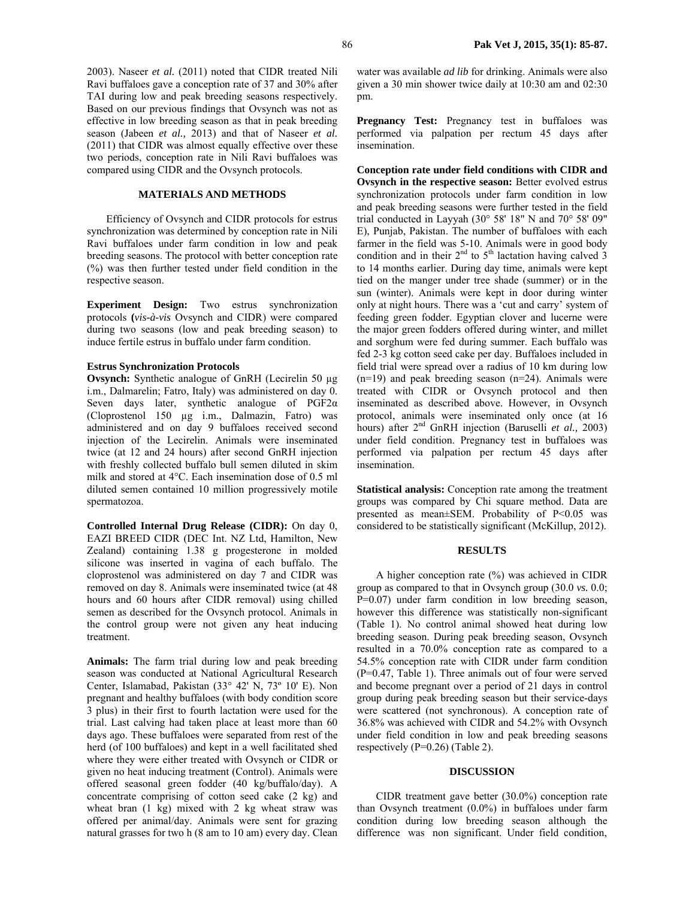2003). Naseer *et al.* (2011) noted that CIDR treated Nili Ravi buffaloes gave a conception rate of 37 and 30% after TAI during low and peak breeding seasons respectively. Based on our previous findings that Ovsynch was not as effective in low breeding season as that in peak breeding season (Jabeen *et al.,* 2013) and that of Naseer *et al.* (2011) that CIDR was almost equally effective over these two periods, conception rate in Nili Ravi buffaloes was compared using CIDR and the Ovsynch protocols.

## MATERIALS AND METHODS

Efficiency of Ovsynch and CIDR protocols for estrus synchronization was determined by conception rate in Nili Ravi buffaloes under farm condition in low and peak breeding seasons. The protocol with better conception rate (%) was then further tested under field condition in the respective season.

**Experiment Design:** Two estrus synchronization protocols (*vis-à-vis* Ovsynch and CIDR) were compared during two seasons (low and peak breeding season) to induce fertile estrus in buffalo under farm condition.

**Estrus Synchronization Protocols**

**Ovsynch:** Synthetic analogue of GnRH (Lecirelin 50 µg i.m., Dalmarelin; Fatro, Italy) was administered on day 0. Seven days later, synthetic analogue of PGF2α (Cloprostenol 150 µg i.m., Dalmazin, Fatro) was administered and on day 9 buffaloes received second injection of the Lecirelin. Animals were inseminated twice (at 12 and 24 hours) after second GnRH injection with freshly collected buffalo bull semen diluted in skim milk and stored at 4°C. Each insemination dose of 0.5 ml diluted semen contained 10 million progressively motile spermatozoa.

**Controlled Internal Drug Release (CIDR):** On day 0, EAZI BREED CIDR (DEC Int. NZ Ltd, Hamilton, New Zealand) containing 1.38 g progesterone in molded silicone was inserted in vagina of each buffalo. The cloprostenol was administered on day 7 and CIDR was removed on day 8. Animals were inseminated twice (at 48 hours and 60 hours after CIDR removal) using chilled semen as described for the Ovsynch protocol. Animals in the control group were not given any heat inducing treatment.

**Animals:** The farm trial during low and peak breeding season was conducted at National Agricultural Research Center, Islamabad, Pakistan (33° 42' N, 73º 10' E). Non pregnant and healthy buffaloes (with body condition score 3 plus) in their first to fourth lactation were used for the trial. Last calving had taken place at least more than 60 days ago. These buffaloes were separated from rest of the herd (of 100 buffaloes) and kept in a well facilitated shed where they were either treated with Ovsynch or CIDR or given no heat inducing treatment (Control). Animals were offered seasonal green fodder (40 kg/buffalo/day). A concentrate comprising of cotton seed cake (2 kg) and wheat bran (1 kg) mixed with 2 kg wheat straw was offered per animal/day. Animals were sent for grazing natural grasses for two h (8 am to 10 am) every day. Clean water was available *ad lib* for drinking. Animals were also given a 30 min shower twice daily at 10:30 am and 02:30 pm.

**Pregnancy Test:** Pregnancy test in buffaloes was performed via palpation per rectum 45 days after insemination.

**Conception rate under field conditions with CIDR and Ovsynch in the respective season:** Better evolved estrus synchronization protocols under farm condition in low and peak breeding seasons were further tested in the field trial conducted in Layyah (30° 58' 18" N and 70° 58' 09" E), Punjab, Pakistan. The number of buffaloes with each farmer in the field was 5-10. Animals were in good body condition and in their 2nd to 5th lactation having calved 3 to 14 months earlier. During day time, animals were kept tied on the manger under tree shade (summer) or in the sun (winter). Animals were kept in door during winter only at night hours. There was a 'cut and carry' system of feeding green fodder. Egyptian clover and lucerne were the major green fodders offered during winter, and millet and sorghum were fed during summer. Each buffalo was fed 2-3 kg cotton seed cake per day. Buffaloes included in field trial were spread over a radius of 10 km during low (n=19) and peak breeding season (n=24). Animals were treated with CIDR or Ovsynch protocol and then inseminated as described above. However, in Ovsynch protocol, animals were inseminated only once (at 16 hours) after 2nd GnRH injection (Baruselli *et al.,* 2003) under field condition. Pregnancy test in buffaloes was performed via palpation per rectum 45 days after insemination.

**Statistical analysis:** Conception rate among the treatment groups was compared by Chi square method. Data are presented as mean±SEM. Probability of $P<0.05$ was considered to be statistically significant (McKillup, 2012).

## RESULTS

A higher conception rate (%) was achieved in CIDR group as compared to that in Ovsynch group (30.0 *vs.* 0.0; P=0.07) under farm condition in low breeding season, however this difference was statistically non-significant (Table 1). No control animal showed heat during low breeding season. During peak breeding season, Ovsynch resulted in a 70.0% conception rate as compared to a 54.5% conception rate with CIDR under farm condition (P=0.47, Table 1). Three animals out of four were served and become pregnant over a period of 21 days in control group during peak breeding season but their service-days were scattered (not synchronous). A conception rate of 36.8% was achieved with CIDR and 54.2% with Ovsynch under field condition in low and peak breeding seasons respectively (P=0.26) (Table 2).

## DISCUSSION

CIDR treatment gave better (30.0%) conception rate than Ovsynch treatment (0.0%) in buffaloes under farm condition during low breeding season although the difference was non significant. Under field condition,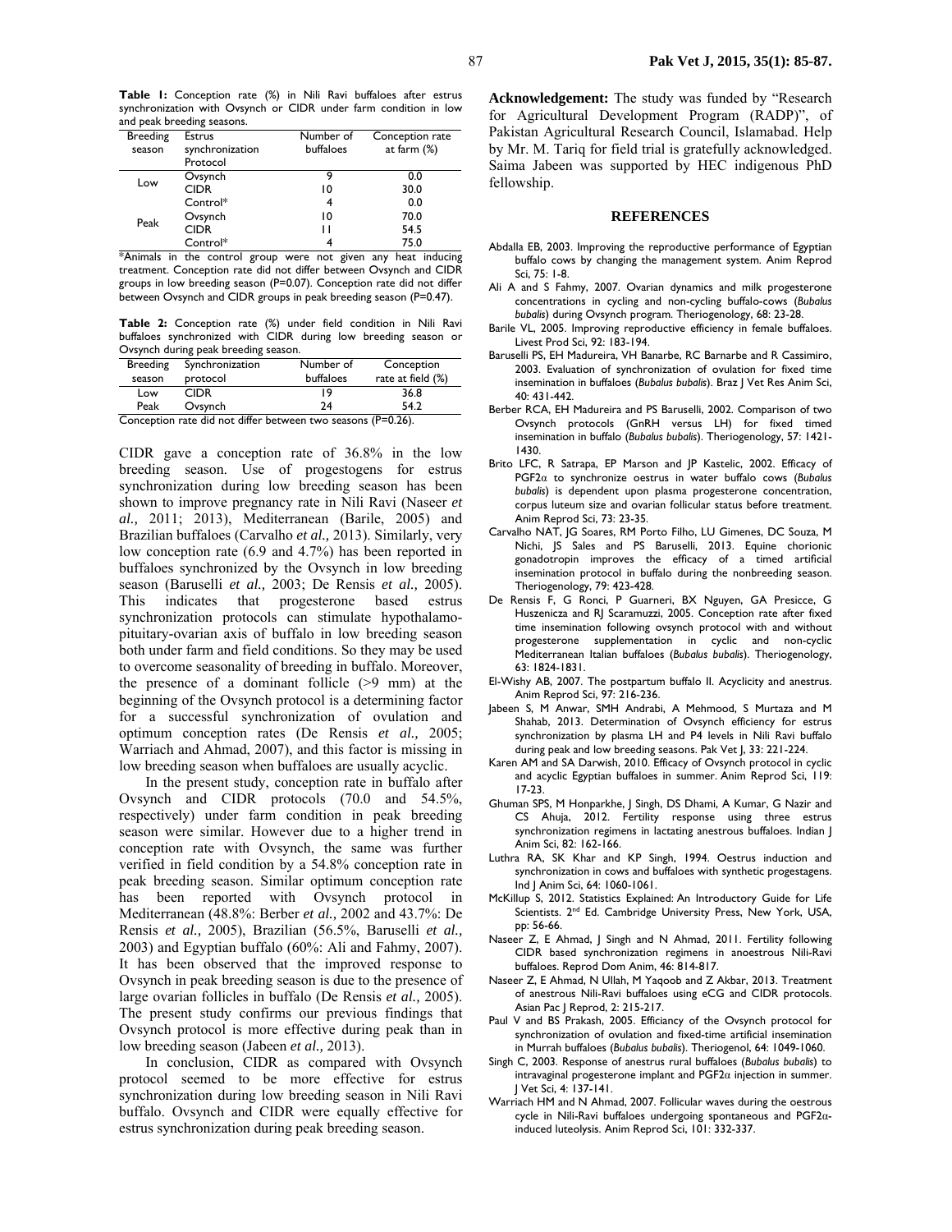**Table 1:** Conception rate (%) in Nili Ravi buffaloes after estrus synchronization with Ovsynch or CIDR under farm condition in low and peak breeding seasons.

| Breeding season | Estrus synchronization Protocol | Number of buffaloes | Conception rate at farm (%) |
|---|---|---|---|
| Low | Ovsynch | 9 | 0.0 |
| | CIDR | 10 | 30.0 |
| | Control* | 4 | 0.0 |
| Peak | Ovsynch | 10 | 70.0 |
| | CIDR | 11 | 54.5 |
| | Control* | 4 | 75.0 |

*Animals in the control group were not given any heat inducing treatment. Conception rate did not differ between Ovsynch and CIDR groups in low breeding season (P=0.07). Conception rate did not differ between Ovsynch and CIDR groups in peak breeding season (P=0.47).

**Table 2:** Conception rate (%) under field condition in Nili Ravi buffaloes synchronized with CIDR during low breeding season or Ovsynch during peak breeding season.

| Breeding season | Synchronization protocol | Number of buffaloes | Conception rate at field (%) |
|---|---|---|---|
| Low | CIDR | 19 | 36.8 |
| Peak | Ovsynch | 24 | 54.2 |

Conception rate did not differ between two seasons (P=0.26).

CIDR gave a conception rate of 36.8% in the low breeding season. Use of progestogens for estrus synchronization during low breeding season has been shown to improve pregnancy rate in Nili Ravi (Naseer *et al.,* 2011; 2013), Mediterranean (Barile, 2005) and Brazilian buffaloes (Carvalho *et al.,* 2013). Similarly, very low conception rate (6.9 and 4.7%) has been reported in buffaloes synchronized by the Ovsynch in low breeding season (Baruselli *et al.,* 2003; De Rensis *et al.,* 2005). This indicates that progesterone based estrus synchronization protocols can stimulate hypothalamo-pituitary-ovarian axis of buffalo in low breeding season both under farm and field conditions. So they may be used to overcome seasonality of breeding in buffalo. Moreover, the presence of a dominant follicle (>9 mm) at the beginning of the Ovsynch protocol is a determining factor for a successful synchronization of ovulation and optimum conception rates (De Rensis *et al.,* 2005; Warriach and Ahmad, 2007), and this factor is missing in low breeding season when buffaloes are usually acyclic.

In the present study, conception rate in buffalo after Ovsynch and CIDR protocols (70.0 and 54.5%, respectively) under farm condition in peak breeding season were similar. However due to a higher trend in conception rate with Ovsynch, the same was further verified in field condition by a 54.8% conception rate in peak breeding season. Similar optimum conception rate has been reported with Ovsynch protocol in Mediterranean (48.8%: Berber *et al.,* 2002 and 43.7%: De Rensis *et al.,* 2005), Brazilian (56.5%, Baruselli *et al.,* 2003) and Egyptian buffalo (60%: Ali and Fahmy, 2007). It has been observed that the improved response to Ovsynch in peak breeding season is due to the presence of large ovarian follicles in buffalo (De Rensis *et al.,* 2005). The present study confirms our previous findings that Ovsynch protocol is more effective during peak than in low breeding season (Jabeen *et al.,* 2013).

In conclusion, CIDR as compared with Ovsynch protocol seemed to be more effective for estrus synchronization during low breeding season in Nili Ravi buffalo. Ovsynch and CIDR were equally effective for estrus synchronization during peak breeding season.

**Acknowledgement:** The study was funded by "Research for Agricultural Development Program (RADP)", of Pakistan Agricultural Research Council, Islamabad. Help by Mr. M. Tariq for field trial is gratefully acknowledged. Saima Jabeen was supported by HEC indigenous PhD fellowship.

## REFERENCES

Abdalla EB, 2003. Improving the reproductive performance of Egyptian buffalo cows by changing the management system. Anim Reprod Sci, 75: 1-8.

Ali A and S Fahmy, 2007. Ovarian dynamics and milk progesterone concentrations in cycling and non-cycling buffalo-cows (*Bubalus bubalis*) during Ovsynch program. Theriogenology, 68: 23-28.

Barile VL, 2005. Improving reproductive efficiency in female buffaloes. Livest Prod Sci, 92: 183-194.

Baruselli PS, EH Madureira, VH Banarbe, RC Barnarbe and R Cassimiro, 2003. Evaluation of synchronization of ovulation for fixed time insemination in buffaloes (*Bubalus bubalis*). Braz J Vet Res Anim Sci, 40: 431-442.

Berber RCA, EH Madureira and PS Baruselli, 2002. Comparison of two Ovsynch protocols (GnRH versus LH) for fixed timed insemination in buffalo (*Bubalus bubalis*). Theriogenology, 57: 1421-1430.

Brito LFC, R Satrapa, EP Marson and JP Kastelic, 2002. Efficacy of PGF2α to synchronize oestrus in water buffalo cows (*Bubalus bubalis*) is dependent upon plasma progesterone concentration, corpus luteum size and ovarian follicular status before treatment. Anim Reprod Sci, 73: 23-35.

Carvalho NAT, JG Soares, RM Porto Filho, LU Gimenes, DC Souza, M Nichi, JS Sales and PS Baruselli, 2013. Equine chorionic gonadotropin improves the efficacy of a timed artificial insemination protocol in buffalo during the nonbreeding season. Theriogenology, 79: 423-428.

De Rensis F, G Ronci, P Guarneri, BX Nguyen, GA Presicce, G Huszenicza and RJ Scaramuzzi, 2005. Conception rate after fixed time insemination following ovsynch protocol with and without progesterone supplementation in cyclic and non-cyclic Mediterranean Italian buffaloes (*Bubalus bubalis*). Theriogenology, 63: 1824-1831.

El-Wishy AB, 2007. The postpartum buffalo II. Acyclicity and anestrus. Anim Reprod Sci, 97: 216-236.

Jabeen S, M Anwar, SMH Andrabi, A Mehmood, S Murtaza and M Shahab, 2013. Determination of Ovsynch efficiency for estrus synchronization by plasma LH and P4 levels in Nili Ravi buffalo during peak and low breeding seasons. Pak Vet J, 33: 221-224.

Karen AM and SA Darwish, 2010. Efficacy of Ovsynch protocol in cyclic and acyclic Egyptian buffaloes in summer. Anim Reprod Sci, 119: 17-23.

Ghuman SPS, M Honparkhe, J Singh, DS Dhami, A Kumar, G Nazir and CS Ahuja, 2012. Fertility response using three estrus synchronization regimens in lactating anestrous buffaloes. Indian J Anim Sci, 82: 162-166.

Luthra RA, SK Khar and KP Singh, 1994. Oestrus induction and synchronization in cows and buffaloes with synthetic progestagens. Ind J Anim Sci, 64: 1060-1061.

McKillup S, 2012. Statistics Explained: An Introductory Guide for Life Scientists. 2nd Ed. Cambridge University Press, New York, USA, pp: 56-66.

Naseer Z, E Ahmad, J Singh and N Ahmad, 2011. Fertility following CIDR based synchronization regimens in anoestrous Nili-Ravi buffaloes. Reprod Dom Anim, 46: 814-817.

Naseer Z, E Ahmad, N Ullah, M Yaqoob and Z Akbar, 2013. Treatment of anestrous Nili-Ravi buffaloes using eCG and CIDR protocols. Asian Pac J Reprod, 2: 215-217.

Paul V and BS Prakash, 2005. Efficiancy of the Ovsynch protocol for synchronization of ovulation and fixed-time artificial insemination in Murrah buffaloes (*Bubalus bubalis*). Theriogenol, 64: 1049-1060.

Singh C, 2003. Response of anestrus rural buffaloes (*Bubalus bubalis*) to intravaginal progesterone implant and PGF2α injection in summer. J Vet Sci, 4: 137-141.

Warriach HM and N Ahmad, 2007. Follicular waves during the oestrous cycle in Nili-Ravi buffaloes undergoing spontaneous and PGF2α-induced luteolysis. Anim Reprod Sci, 101: 332-337.